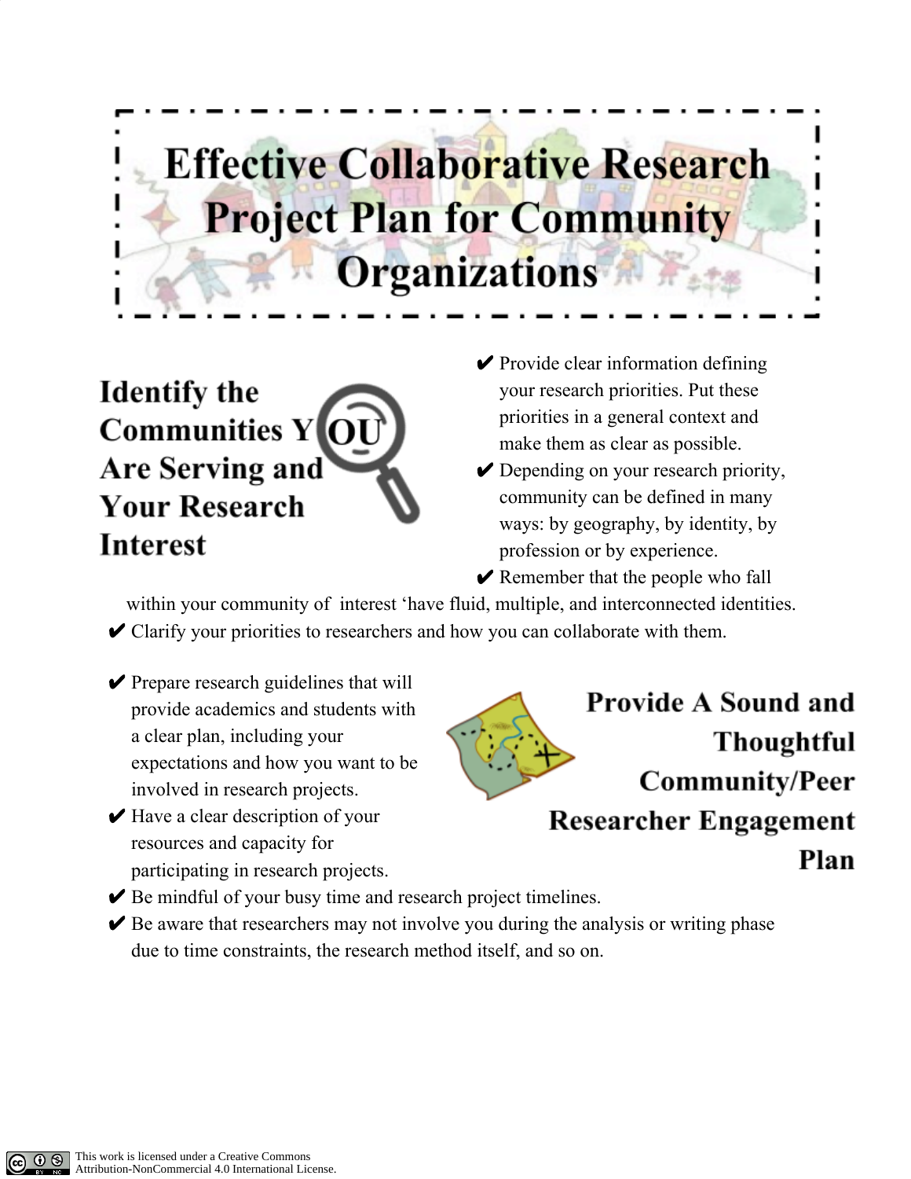# Effective Collaborative Research Project Plan for Community Organizations

## Identify the Communities YOU Are Serving and Your Research Interest

✔ Provide clear information defining your research priorities. Put these priorities in a general context and make them as clear as possible.

✔ Depending on your research priority, community can be defined in many ways: by geography, by identity, by profession or by experience.

✔ Remember that the people who fall within your community of interest 'have fluid, multiple, and interconnected identities.

✔ Clarify your priorities to researchers and how you can collaborate with them.

## Provide A Sound and Thoughtful Community/Peer Researcher Engagement Plan

✔ Prepare research guidelines that will provide academics and students with a clear plan, including your expectations and how you want to be involved in research projects.

✔ Have a clear description of your resources and capacity for participating in research projects.

✔ Be mindful of your busy time and research project timelines.

✔ Be aware that researchers may not involve you during the analysis or writing phase due to time constraints, the research method itself, and so on.

This work is licensed under a Creative Commons Attribution-NonCommercial 4.0 International License.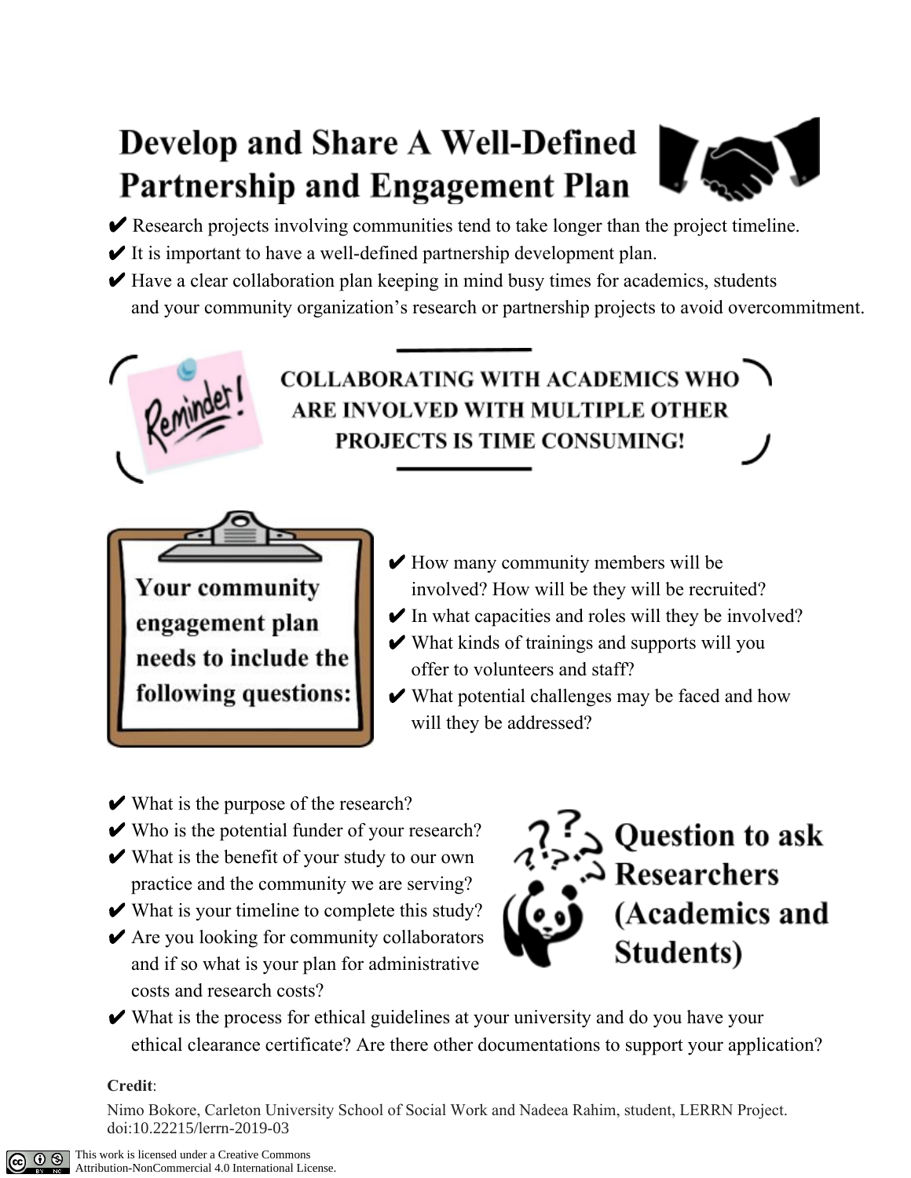# Develop and Share A Well-Defined Partnership and Engagement Plan

✔ Research projects involving communities tend to take longer than the project timeline.

✔ It is important to have a well-defined partnership development plan.

✔ Have a clear collaboration plan keeping in mind busy times for academics, students and your community organization's research or partnership projects to avoid overcommitment.

Reminder!

**COLLABORATING WITH ACADEMICS WHO ARE INVOLVED WITH MULTIPLE OTHER PROJECTS IS TIME CONSUMING!**

**Your community engagement plan needs to include the following questions:**

✔ How many community members will be involved? How will be they will be recruited?

✔ In what capacities and roles will they be involved?

✔ What kinds of trainings and supports will you offer to volunteers and staff?

✔ What potential challenges may be faced and how will they be addressed?

## Question to ask Researchers (Academics and Students)

✔ What is the purpose of the research?

✔ Who is the potential funder of your research?

✔ What is the benefit of your study to our own practice and the community we are serving?

✔ What is your timeline to complete this study?

✔ Are you looking for community collaborators and if so what is your plan for administrative costs and research costs?

✔ What is the process for ethical guidelines at your university and do you have your ethical clearance certificate? Are there other documentations to support your application?

**Credit**:

Nimo Bokore, Carleton University School of Social Work and Nadeea Rahim, student, LERRN Project. doi:10.22215/lerrn-2019-03

This work is licensed under a Creative Commons Attribution-NonCommercial 4.0 International License.